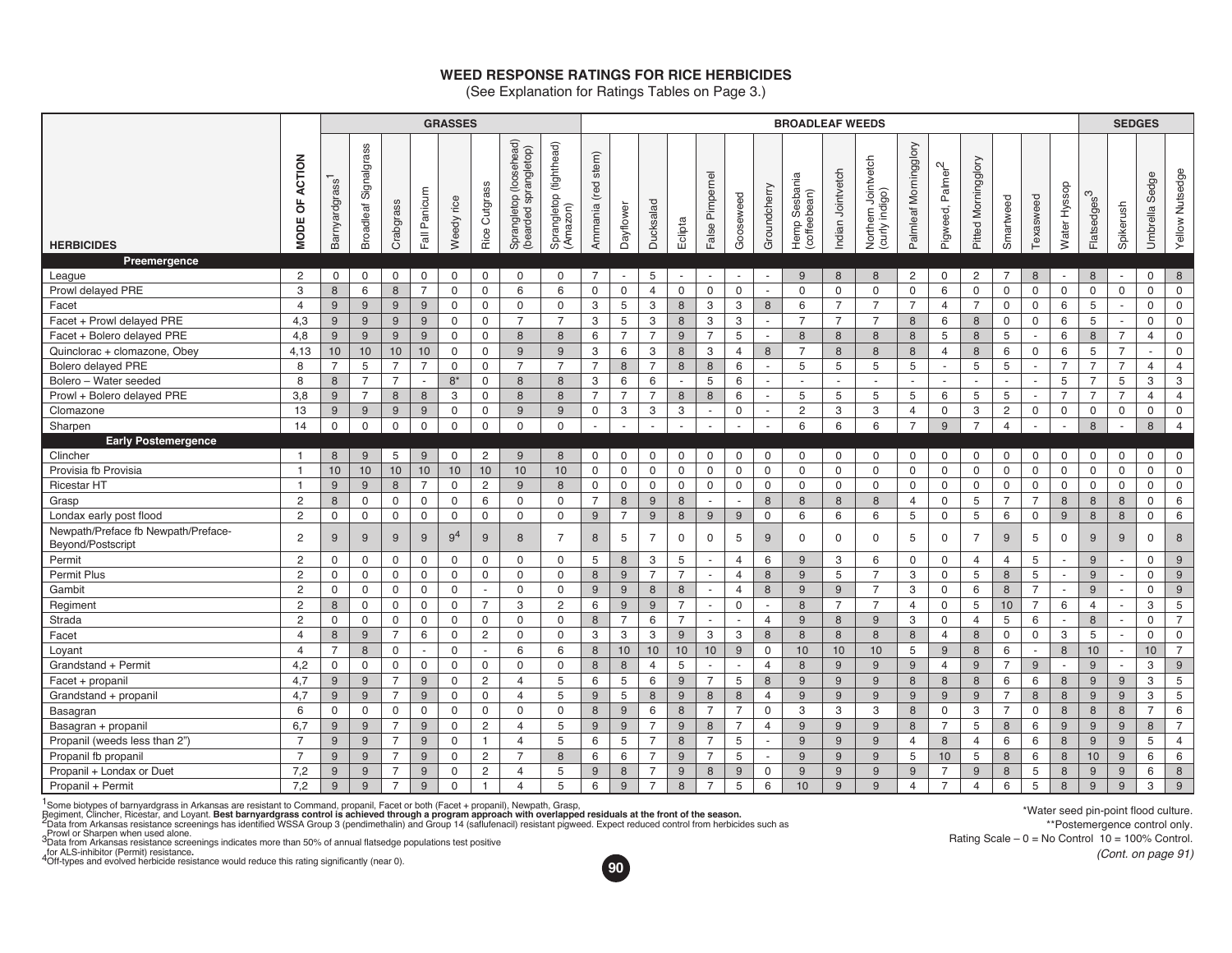# WEED RESPONSE RATINGS FOR RICE HERBICIDES

(See Explanation for Ratings Tables on Page 3.)

| HERBICIDES | MODE OF ACTION | GRASSES | | | | | | | | BROADLEAF WEEDS | | | | | | | | | | | | | | | | | | SEDGES | | | |
|---|---|---|---|---|---|---|---|---|---|---|---|---|---|---|---|---|---|---|---|---|---|---|---|---|---|---|---|---|---|---|---|
| | | Barnyardgrass[1] | Broadleaf Signalgrass | Crabgrass | Fall Panicum | Weedy rice | Rice Cutgrass | Sprangletop (loosehead) (bearded sprangletop) | Sprangletop (tighthead) (Amazon) | Ammania (red stem) | Dayflower | Ducksalad | Eclipta | False Pimpernel | Gooseweed | Groundcherry | Hemp Sesbania (coffeebean) | Indian Jointvetch | Northern Jointvetch (curly indigo) | Palmleaf Morningglory | Pigweed, Palmer[2] | Pitted Morningglory | Smartweed | Texasweed | Water Hyssop | Flatsedges[3] | Spikerush | Umbrella Sedge | Yellow Nutsedge |
| **Preemergence** | | | | | | | | | | | | | | | | | | | | | | | | | | | | | | | |
| League | 2 | 0 | 0 | 0 | 0 | 0 | 0 | 0 | 0 | 7 | - | 5 | - | - | - | - | 9 | 8 | 8 | 2 | 0 | 2 | 7 | 8 | - | 8 | - | 0 | 8 |
| Prowl delayed PRE | 3 | 8 | 6 | 8 | 7 | 0 | 0 | 6 | 6 | 0 | 0 | 4 | 0 | 0 | 0 | - | 0 | 0 | 0 | 0 | 6 | 0 | 0 | 0 | 0 | 0 | 0 | 0 | 0 |
| Facet | 4 | 9 | 9 | 9 | 9 | 0 | 0 | 0 | 0 | 3 | 5 | 3 | 8 | 3 | 3 | 8 | 6 | 7 | 7 | 7 | 4 | 7 | 0 | 0 | 6 | 5 | - | 0 | 0 |
| Facet + Prowl delayed PRE | 4,3 | 9 | 9 | 9 | 9 | 0 | 0 | 7 | 7 | 3 | 5 | 3 | 8 | 3 | 3 | - | 7 | 7 | 7 | 8 | 6 | 8 | 0 | 0 | 6 | 5 | - | 0 | 0 |
| Facet + Bolero delayed PRE | 4,8 | 9 | 9 | 9 | 9 | 0 | 0 | 8 | 8 | 6 | 7 | 7 | 9 | 7 | 5 | - | 8 | 8 | 8 | 8 | 5 | 8 | 5 | - | 6 | 8 | 7 | 4 | 0 |
| Quinclorac + clomazone, Obey | 4,13 | 10 | 10 | 10 | 10 | 0 | 0 | 9 | 9 | 3 | 6 | 3 | 8 | 3 | 4 | 8 | 7 | 8 | 8 | 8 | 4 | 8 | 6 | 0 | 6 | 5 | 7 | - | 0 |
| Bolero delayed PRE | 8 | 7 | 5 | 7 | 7 | 0 | 0 | 7 | 7 | 7 | 8 | 7 | 8 | 8 | 6 | - | 5 | 5 | 5 | 5 | - | 5 | 5 | - | 7 | 7 | 7 | 4 | 4 |
| Bolero – Water seeded | 8 | 8 | 7 | 7 | - | 8* | 0 | 8 | 8 | 3 | 6 | 6 | - | 5 | 6 | - | - | - | - | - | - | - | - | - | 5 | 7 | 5 | 3 | 3 |
| Prowl + Bolero delayed PRE | 3,8 | 9 | 7 | 8 | 8 | 3 | 0 | 8 | 8 | 7 | 7 | 7 | 8 | 8 | 6 | - | 5 | 5 | 5 | 5 | 6 | 5 | 5 | - | 7 | 7 | 7 | 4 | 4 |
| Clomazone | 13 | 9 | 9 | 9 | 9 | 0 | 0 | 9 | 9 | 0 | 3 | 3 | 3 | - | 0 | - | 2 | 3 | 3 | 4 | 0 | 3 | 2 | 0 | 0 | 0 | 0 | 0 | 0 |
| Sharpen | 14 | 0 | 0 | 0 | 0 | 0 | 0 | 0 | 0 | - | - | - | - | - | - | - | 6 | 6 | 6 | 7 | 9 | 7 | 4 | - | - | 8 | - | 8 | 4 |
| **Early Postemergence** | | | | | | | | | | | | | | | | | | | | | | | | | | | | | | | |
| Clincher | 1 | 8 | 9 | 5 | 9 | 0 | 2 | 9 | 8 | 0 | 0 | 0 | 0 | 0 | 0 | 0 | 0 | 0 | 0 | 0 | 0 | 0 | 0 | 0 | 0 | 0 | 0 | 0 | 0 |
| Provisia fb Provisia | 1 | 10 | 10 | 10 | 10 | 10 | 10 | 10 | 10 | 0 | 0 | 0 | 0 | 0 | 0 | 0 | 0 | 0 | 0 | 0 | 0 | 0 | 0 | 0 | 0 | 0 | 0 | 0 | 0 |
| Ricestar HT | 1 | 9 | 9 | 8 | 7 | 0 | 2 | 9 | 8 | 0 | 0 | 0 | 0 | 0 | 0 | 0 | 0 | 0 | 0 | 0 | 0 | 0 | 0 | 0 | 0 | 0 | 0 | 0 | 0 |
| Grasp | 2 | 8 | 0 | 0 | 0 | 0 | 6 | 0 | 0 | 7 | 8 | 9 | 8 | - | - | 8 | 8 | 8 | 8 | 4 | 0 | 5 | 7 | 7 | 8 | 8 | 8 | 0 | 6 |
| Londax early post flood | 2 | 0 | 0 | 0 | 0 | 0 | 0 | 0 | 0 | 9 | 7 | 9 | 8 | 9 | 9 | 0 | 6 | 6 | 6 | 5 | 0 | 5 | 6 | 0 | 9 | 8 | 8 | 0 | 6 |
| Newpath/Preface fb Newpath/Preface-Beyond/Postscript | 2 | 9 | 9 | 9 | 9 | 9[4] | 9 | 8 | 7 | 8 | 5 | 7 | 0 | 0 | 5 | 9 | 0 | 0 | 0 | 5 | 0 | 7 | 9 | 5 | 0 | 9 | 9 | 0 | 8 |
| Permit | 2 | 0 | 0 | 0 | 0 | 0 | 0 | 0 | 0 | 5 | 8 | 3 | 5 | - | 4 | 6 | 9 | 3 | 6 | 0 | 0 | 4 | 4 | 5 | - | 9 | - | 0 | 9 |
| Permit Plus | 2 | 0 | 0 | 0 | 0 | 0 | 0 | 0 | 0 | 8 | 9 | 7 | 7 | - | 4 | 8 | 9 | 5 | 7 | 3 | 0 | 5 | 8 | 5 | - | 9 | - | 0 | 9 |
| Gambit | 2 | 0 | 0 | 0 | 0 | 0 | - | 0 | 0 | 9 | 9 | 8 | 8 | - | 4 | 8 | 9 | 9 | 7 | 3 | 0 | 6 | 8 | 7 | - | 9 | - | 0 | 9 |
| Regiment | 2 | 8 | 0 | 0 | 0 | 0 | 7 | 3 | 2 | 6 | 9 | 9 | 7 | - | 0 | - | 8 | 7 | 7 | 4 | 0 | 5 | 10 | 7 | 6 | 4 | - | 3 | 5 |
| Strada | 2 | 0 | 0 | 0 | 0 | 0 | 0 | 0 | 0 | 8 | 7 | 6 | 7 | - | - | 4 | 9 | 8 | 9 | 3 | 0 | 4 | 5 | 6 | - | 8 | - | 0 | 7 |
| Facet | 4 | 8 | 9 | 7 | 6 | 0 | 2 | 0 | 0 | 3 | 3 | 3 | 9 | 3 | 3 | 8 | 8 | 8 | 8 | 8 | 4 | 8 | 0 | 0 | 3 | 5 | - | 0 | 0 |
| Loyant | 4 | 7 | 8 | 0 | - | 0 | - | 6 | 6 | 8 | 10 | 10 | 10 | 10 | 9 | 0 | 10 | 10 | 10 | 5 | 9 | 8 | 6 | - | 8 | 10 | - | 10 | 7 |
| Grandstand + Permit | 4,2 | 0 | 0 | 0 | 0 | 0 | 0 | 0 | 0 | 8 | 8 | 4 | 5 | - | - | 4 | 8 | 9 | 9 | 9 | 4 | 9 | 7 | 9 | - | 9 | - | 3 | 9 |
| Facet + propanil | 4,7 | 9 | 9 | 7 | 9 | 0 | 2 | 4 | 5 | 6 | 5 | 6 | 9 | 7 | 5 | 8 | 9 | 9 | 9 | 8 | 8 | 8 | 6 | 6 | 8 | 9 | 9 | 3 | 5 |
| Grandstand + propanil | 4,7 | 9 | 9 | 7 | 9 | 0 | 0 | 4 | 5 | 9 | 5 | 8 | 9 | 8 | 8 | 4 | 9 | 9 | 9 | 9 | 9 | 9 | 7 | 8 | 8 | 9 | 9 | 3 | 5 |
| Basagran | 6 | 0 | 0 | 0 | 0 | 0 | 0 | 0 | 0 | 8 | 9 | 6 | 8 | 7 | 7 | 0 | 3 | 3 | 3 | 8 | 0 | 3 | 7 | 0 | 8 | 8 | 8 | 7 | 6 |
| Basagran + propanil | 6,7 | 9 | 9 | 7 | 9 | 0 | 2 | 4 | 5 | 9 | 9 | 7 | 9 | 8 | 7 | 4 | 9 | 9 | 9 | 8 | 7 | 5 | 8 | 6 | 9 | 9 | 9 | 8 | 7 |
| Propanil (weeds less than 2") | 7 | 9 | 9 | 7 | 9 | 0 | 1 | 4 | 5 | 6 | 5 | 7 | 8 | 7 | 5 | - | 9 | 9 | 9 | 4 | 8 | 4 | 6 | 6 | 8 | 9 | 9 | 5 | 4 |
| Propanil fb propanil | 7 | 9 | 9 | 7 | 9 | 0 | 2 | 7 | 8 | 6 | 6 | 7 | 9 | 7 | 5 | - | 9 | 9 | 9 | 5 | 10 | 5 | 8 | 6 | 8 | 10 | 9 | 6 | 6 |
| Propanil + Londax or Duet | 7,2 | 9 | 9 | 7 | 9 | 0 | 2 | 4 | 5 | 9 | 8 | 7 | 9 | 8 | 9 | 0 | 9 | 9 | 9 | 9 | 7 | 9 | 8 | 5 | 8 | 9 | 9 | 6 | 8 |
| Propanil + Permit | 7,2 | 9 | 9 | 7 | 9 | 0 | 1 | 4 | 5 | 6 | 9 | 7 | 8 | 7 | 5 | 6 | 10 | 9 | 9 | 4 | 7 | 4 | 6 | 5 | 8 | 9 | 9 | 3 | 9 |

[1] Some biotypes of barnyardgrass in Arkansas are resistant to Command, propanil, Facet or both (Facet + propanil), Newpath, Grasp, Regiment, Clincher, Ricestar, and Loyant. **Best barnyardgrass control is achieved through a program approach with overlapped residuals at the front of the season.**

[2] Data from Arkansas resistance screenings has identified WSSA Group 3 (pendimethalin) and Group 14 (saflufenacil) resistant pigweed. Expect reduced control from herbicides such as Prowl or Sharpen when used alone.

[3] Data from Arkansas resistance screenings indicates more than 50% of annual flatsedge populations test positive for ALS-inhibitor (Permit) resistance**.**

[4] Off-types and evolved herbicide resistance would reduce this rating significantly (near 0).

\*Water seed pin-point flood culture.

\*\*Postemergence control only.

Rating Scale – 0 = No Control 10 = 100% Control.

*(Cont. on page 91)*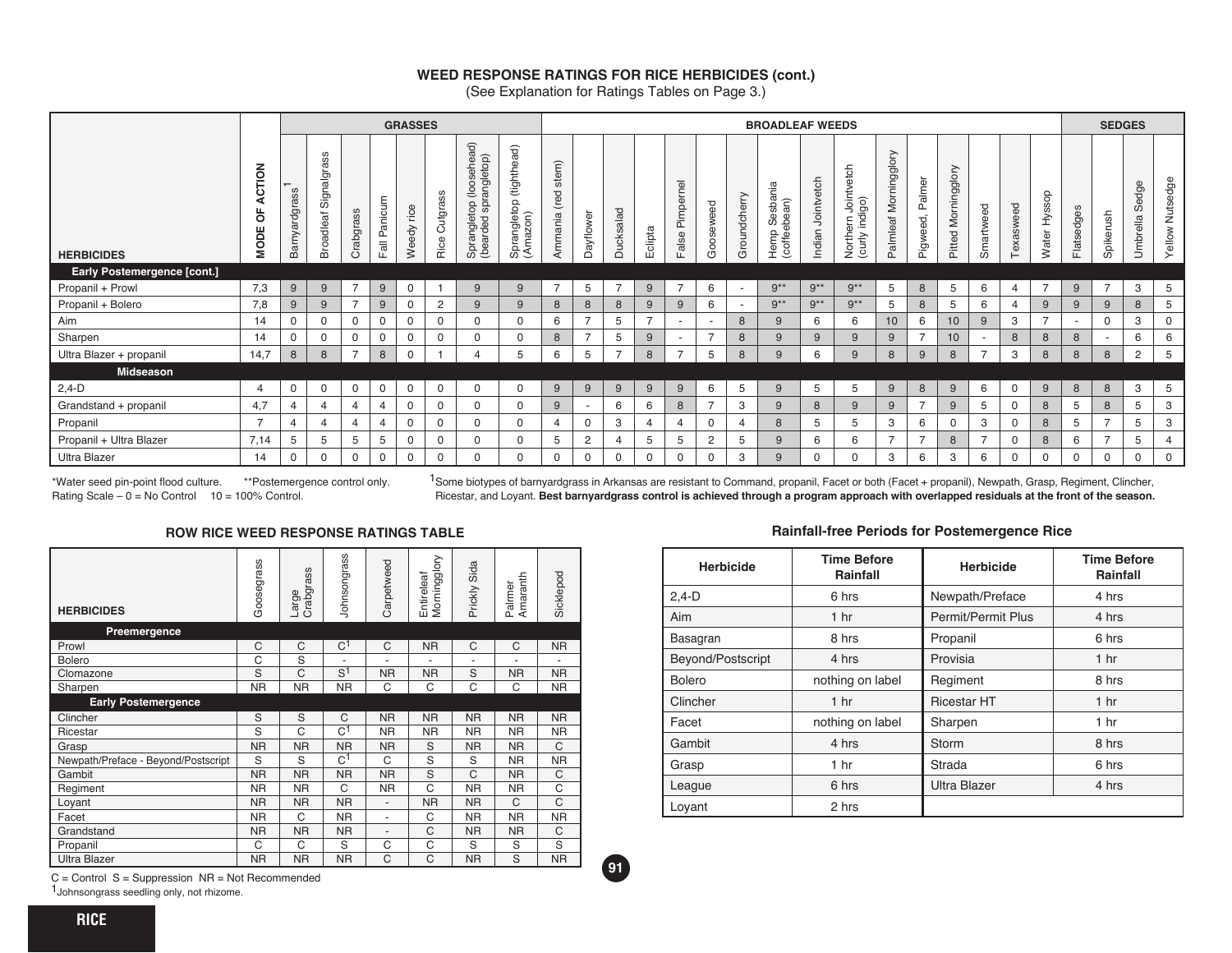## WEED RESPONSE RATINGS FOR RICE HERBICIDES (cont.)

(See Explanation for Ratings Tables on Page 3.)

| HERBICIDES | MODE OF ACTION | GRASSES | | | | | | | | BROADLEAF WEEDS | | | | | | | | | | | | | | | | | | SEDGES | | | |
|---|---|---|---|---|---|---|---|---|---|---|---|---|---|---|---|---|---|---|---|---|---|---|---|---|---|---|---|---|---|---|---|
| | | Barnyardgrass[1] | Broadleaf Signalgrass | Crabgrass | Fall Panicum | Weedy rice | Rice Cutgrass | Sprangletop (loosehead) (bearded sprangletop) | Sprangletop (tighthead) (Amazon) | Ammania (red stem) | Dayflower | Ducksalad | Eclipta | False Pimpernel | Gooseweed | Groundcherry | Hemp Sesbania (coffeebean) | Indian Jointvetch | Northern Jointvetch (curly indigo) | Palmleaf Morningglory | Pigweed, Palmer | Pitted Morningglory | Smartweed | Texasweed | Water Hyssop | Flatsedges | Spikerush | Umbrella Sedge | Yellow Nutsedge |
| **Early Postemergence [cont.]** | | | | | | | | | | | | | | | | | | | | | | | | | | | | | |
| Propanil + Prowl | 7,3 | 9 | 9 | 7 | 9 | 0 | 1 | 9 | 9 | 7 | 5 | 7 | 9 | 7 | 6 | - | 9** | 9** | 9** | 5 | 8 | 5 | 6 | 4 | 7 | 9 | 7 | 3 | 5 |
| Propanil + Bolero | 7,8 | 9 | 9 | 7 | 9 | 0 | 2 | 9 | 9 | 8 | 8 | 8 | 9 | 9 | 6 | - | 9** | 9** | 9** | 5 | 8 | 5 | 6 | 4 | 9 | 9 | 9 | 8 | 5 |
| Aim | 14 | 0 | 0 | 0 | 0 | 0 | 0 | 0 | 0 | 6 | 7 | 5 | 7 | - | - | 8 | 9 | 6 | 6 | 10 | 6 | 10 | 9 | 3 | 7 | - | 0 | 3 | 0 |
| Sharpen | 14 | 0 | 0 | 0 | 0 | 0 | 0 | 0 | 0 | 8 | 7 | 5 | 9 | - | 7 | 8 | 9 | 9 | 9 | 9 | 7 | 10 | - | 8 | 8 | 8 | - | 6 | 6 |
| Ultra Blazer + propanil | 14,7 | 8 | 8 | 7 | 8 | 0 | 1 | 4 | 5 | 6 | 5 | 7 | 8 | 7 | 5 | 8 | 9 | 6 | 9 | 8 | 9 | 8 | 7 | 3 | 8 | 8 | 8 | 2 | 5 |
| **Midseason** | | | | | | | | | | | | | | | | | | | | | | | | | | | | | |
| 2,4-D | 4 | 0 | 0 | 0 | 0 | 0 | 0 | 0 | 0 | 9 | 9 | 9 | 9 | 9 | 6 | 5 | 9 | 5 | 5 | 9 | 8 | 9 | 6 | 0 | 9 | 8 | 8 | 3 | 5 |
| Grandstand + propanil | 4,7 | 4 | 4 | 4 | 4 | 0 | 0 | 0 | 0 | 9 | - | 6 | 6 | 8 | 7 | 3 | 9 | 8 | 9 | 9 | 7 | 9 | 5 | 0 | 8 | 5 | 8 | 5 | 3 |
| Propanil | 7 | 4 | 4 | 4 | 4 | 0 | 0 | 0 | 0 | 4 | 0 | 3 | 4 | 4 | 0 | 4 | 8 | 5 | 5 | 3 | 6 | 0 | 3 | 0 | 8 | 5 | 7 | 5 | 3 |
| Propanil + Ultra Blazer | 7,14 | 5 | 5 | 5 | 5 | 0 | 0 | 0 | 0 | 5 | 2 | 4 | 5 | 5 | 2 | 5 | 9 | 6 | 6 | 7 | 7 | 8 | 7 | 0 | 8 | 6 | 7 | 5 | 4 |
| Ultra Blazer | 14 | 0 | 0 | 0 | 0 | 0 | 0 | 0 | 0 | 0 | 0 | 0 | 0 | 0 | 0 | 3 | 9 | 0 | 0 | 3 | 6 | 3 | 6 | 0 | 0 | 0 | 0 | 0 | 0 |

*Water seed pin-point flood culture. **Postemergence control only.
Rating Scale – 0 = No Control 10 = 100% Control.

[1]Some biotypes of barnyardgrass in Arkansas are resistant to Command, propanil, Facet or both (Facet + propanil), Newpath, Grasp, Regiment, Clincher, Ricestar, and Loyant. **Best barnyardgrass control is achieved through a program approach with overlapped residuals at the front of the season.**

## ROW RICE WEED RESPONSE RATINGS TABLE

| HERBICIDES | Goosegrass | Large Crabgrass | Johnsongrass | Carpetweed | Entireleaf Morningglory | Prickly Sida | Palmer Amaranth | Sicklepod |
|---|---|---|---|---|---|---|---|---|
| **Preemergence** | | | | | | | | |
| Prowl | C | C | C[1] | C | NR | C | C | NR |
| Bolero | C | S | - | - | - | - | - | - |
| Clomazone | S | C | S[1] | NR | NR | S | NR | NR |
| Sharpen | NR | NR | NR | C | C | C | C | NR |
| **Early Postemergence** | | | | | | | | |
| Clincher | S | S | C | NR | NR | NR | NR | NR |
| Ricestar | S | C | C[1] | NR | NR | NR | NR | NR |
| Grasp | NR | NR | NR | NR | S | NR | NR | C |
| Newpath/Preface - Beyond/Postscript | S | S | C[1] | C | S | S | NR | NR |
| Gambit | NR | NR | NR | NR | S | C | NR | C |
| Regiment | NR | NR | C | NR | C | NR | NR | C |
| Loyant | NR | NR | NR | - | NR | NR | C | C |
| Facet | NR | C | NR | - | C | NR | NR | NR |
| Grandstand | NR | NR | NR | - | C | NR | NR | C |
| Propanil | C | C | S | C | C | S | S | S |
| Ultra Blazer | NR | NR | NR | C | C | NR | S | NR |

C = Control S = Suppression NR = Not Recommended
[1]Johnsongrass seedling only, not rhizome.

## Rainfall-free Periods for Postemergence Rice

| Herbicide | Time Before Rainfall | Herbicide | Time Before Rainfall |
|---|---|---|---|
| 2,4-D | 6 hrs | Newpath/Preface | 4 hrs |
| Aim | 1 hr | Permit/Permit Plus | 4 hrs |
| Basagran | 8 hrs | Propanil | 6 hrs |
| Beyond/Postscript | 4 hrs | Provisia | 1 hr |
| Bolero | nothing on label | Regiment | 8 hrs |
| Clincher | 1 hr | Ricestar HT | 1 hr |
| Facet | nothing on label | Sharpen | 1 hr |
| Gambit | 4 hrs | Storm | 8 hrs |
| Grasp | 1 hr | Strada | 6 hrs |
| League | 6 hrs | Ultra Blazer | 4 hrs |
| Loyant | 2 hrs | | |